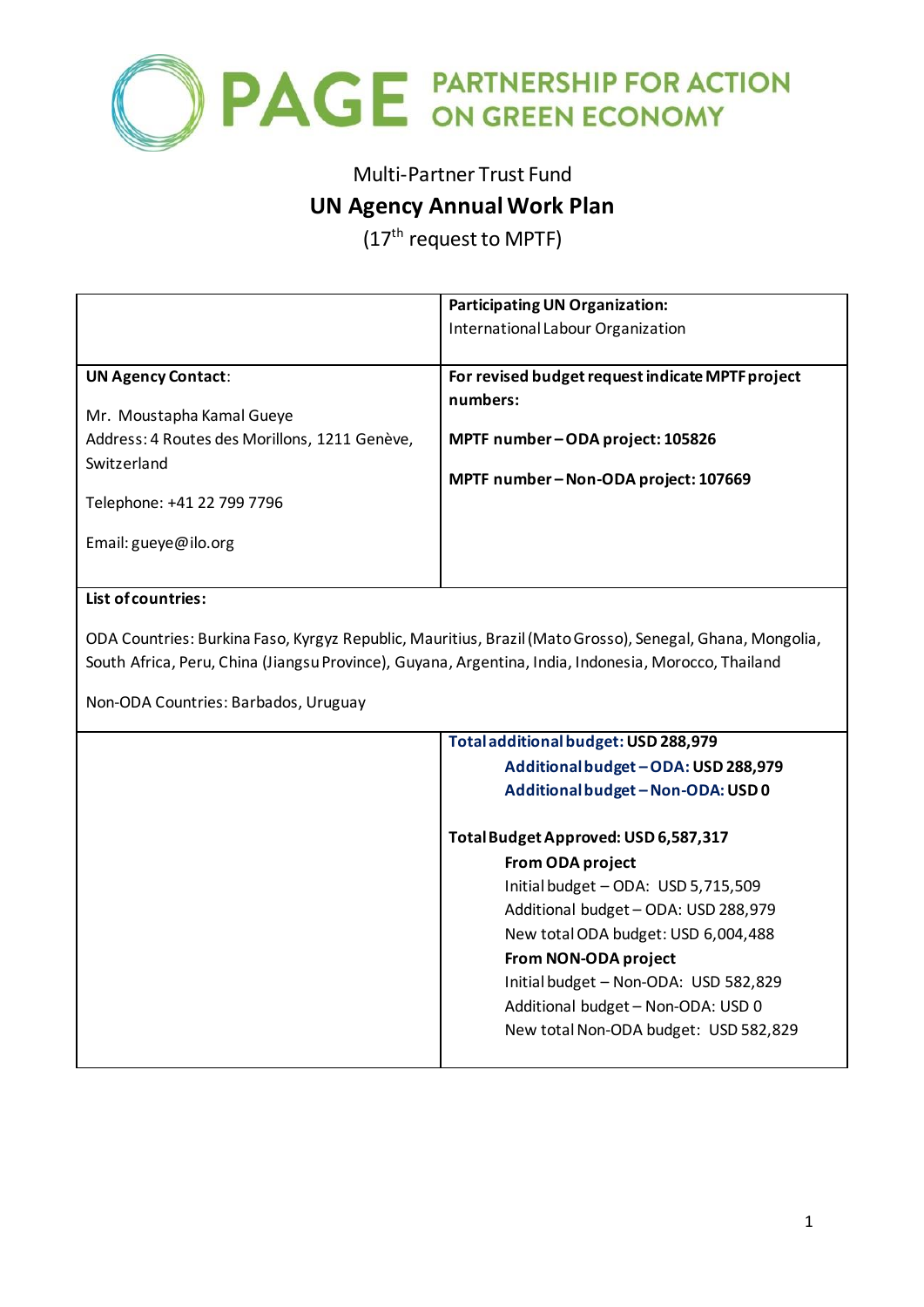# PAGE PARTNERSHIP FOR ACTION ON GREEN ECONOMY

Multi-Partner Trust Fund

## UN Agency Annual Work Plan

(17th request to MPTF)

| | **Participating UN Organization:**<br>International Labour Organization |
|---|---|
| **UN Agency Contact**:<br><br>Mr. Moustapha Kamal Gueye<br>Address: 4 Routes des Morillons, 1211 Genève, Switzerland<br><br>Telephone: +41 22 799 7796<br><br>Email: gueye@ilo.org | **For revised budget request indicate MPTF project numbers:**<br><br>**MPTF number – ODA project: 105826**<br><br>**MPTF number – Non-ODA project: 107669** |
| **List of countries:**<br><br>ODA Countries: Burkina Faso, Kyrgyz Republic, Mauritius, Brazil (Mato Grosso), Senegal, Ghana, Mongolia, South Africa, Peru, China (Jiangsu Province), Guyana, Argentina, India, Indonesia, Morocco, Thailand<br><br>Non-ODA Countries: Barbados, Uruguay | |
| | **Total additional budget: USD 288,979**<br>**Additional budget – ODA: USD 288,979**<br>**Additional budget – Non-ODA: USD 0**<br><br>**Total Budget Approved: USD 6,587,317**<br>**From ODA project**<br>Initial budget – ODA: USD 5,715,509<br>Additional budget – ODA: USD 288,979<br>New total ODA budget: USD 6,004,488<br>**From NON-ODA project**<br>Initial budget – Non-ODA: USD 582,829<br>Additional budget – Non-ODA: USD 0<br>New total Non-ODA budget: USD 582,829 |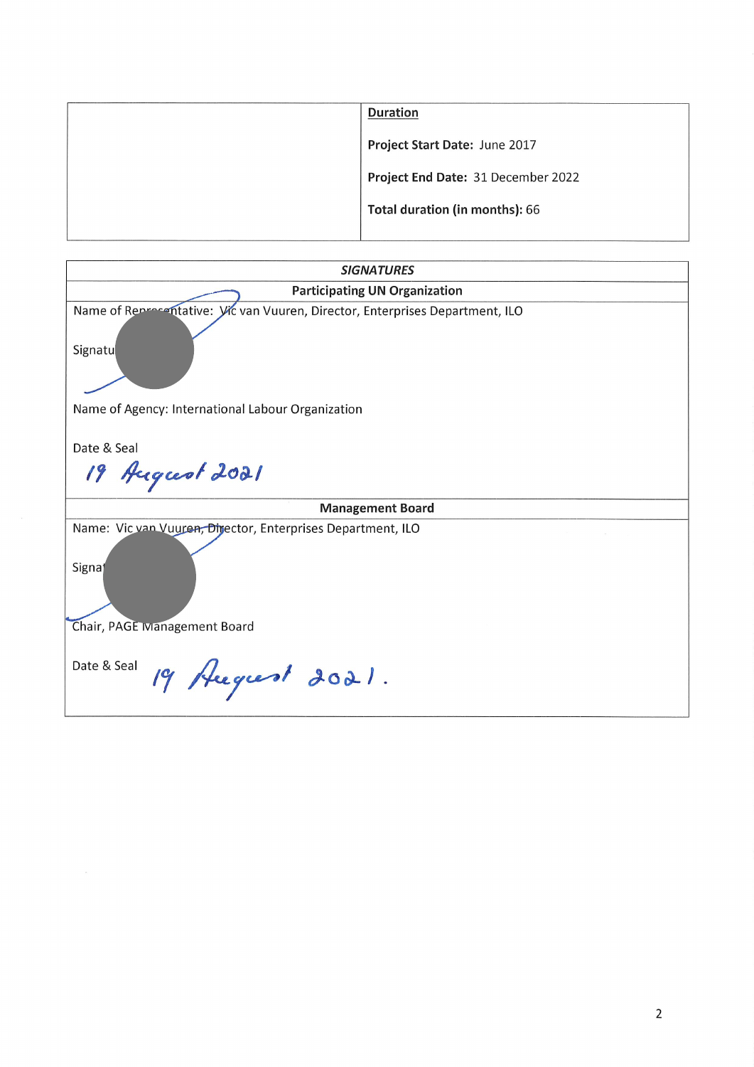|  | **Duration**<br><br>**Project Start Date:** June 2017<br><br>**Project End Date:** 31 December 2022<br><br>**Total duration (in months):** 66 |
|---|---|

| ***SIGNATURES*** |
|---|
| **Participating UN Organization** |
| Name of Representative: Vic van Vuuren, Director, Enterprises Department, ILO<br><br>Signature<br><br>Name of Agency: International Labour Organization<br><br>Date & Seal<br>19 August 2021 |
| **Management Board** |
| Name: Vic van Vuuren, Director, Enterprises Department, ILO<br><br>Signature<br><br>Chair, PAGE Management Board<br><br>Date & Seal 19 August 2021. |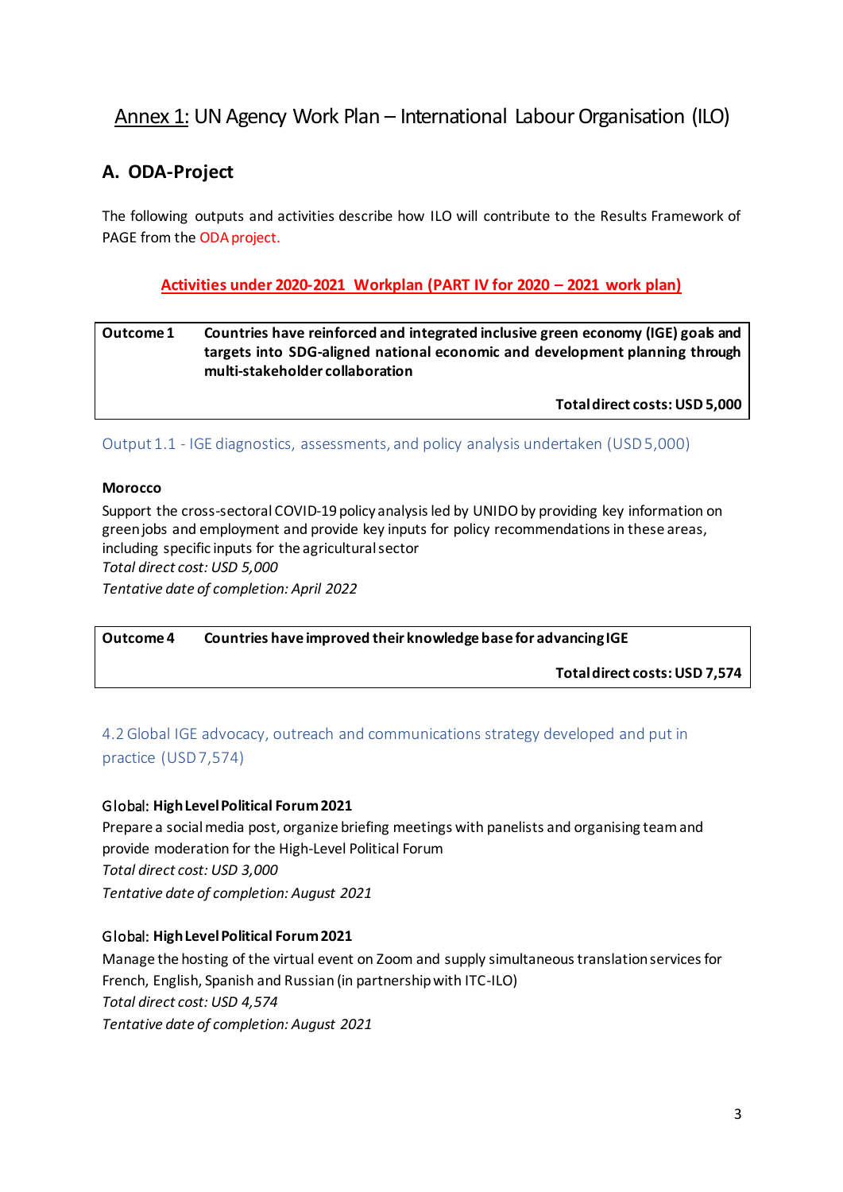# Annex 1: UN Agency Work Plan – International Labour Organisation (ILO)

## A. ODA-Project

The following outputs and activities describe how ILO will contribute to the Results Framework of PAGE from the ODA project.

**Activities under 2020-2021 Workplan (PART IV for 2020 – 2021 work plan)**

| Outcome 1 | Countries have reinforced and integrated inclusive green economy (IGE) goals and targets into SDG-aligned national economic and development planning through multi-stakeholder collaboration |
|---|---|
| | **Total direct costs: USD 5,000** |

### Output 1.1 - IGE diagnostics, assessments, and policy analysis undertaken (USD 5,000)

**Morocco**

Support the cross-sectoral COVID-19 policy analysis led by UNIDO by providing key information on green jobs and employment and provide key inputs for policy recommendations in these areas, including specific inputs for the agricultural sector

*Total direct cost: USD 5,000*

*Tentative date of completion: April 2022*

| Outcome 4 | Countries have improved their knowledge base for advancing IGE |
|---|---|
| | **Total direct costs: USD 7,574** |

### 4.2 Global IGE advocacy, outreach and communications strategy developed and put in practice (USD 7,574)

Global: **High Level Political Forum 2021**

Prepare a social media post, organize briefing meetings with panelists and organising team and provide moderation for the High-Level Political Forum

*Total direct cost: USD 3,000*

*Tentative date of completion: August 2021*

Global: **High Level Political Forum 2021**

Manage the hosting of the virtual event on Zoom and supply simultaneous translation services for French, English, Spanish and Russian (in partnership with ITC-ILO)

*Total direct cost: USD 4,574*

*Tentative date of completion: August 2021*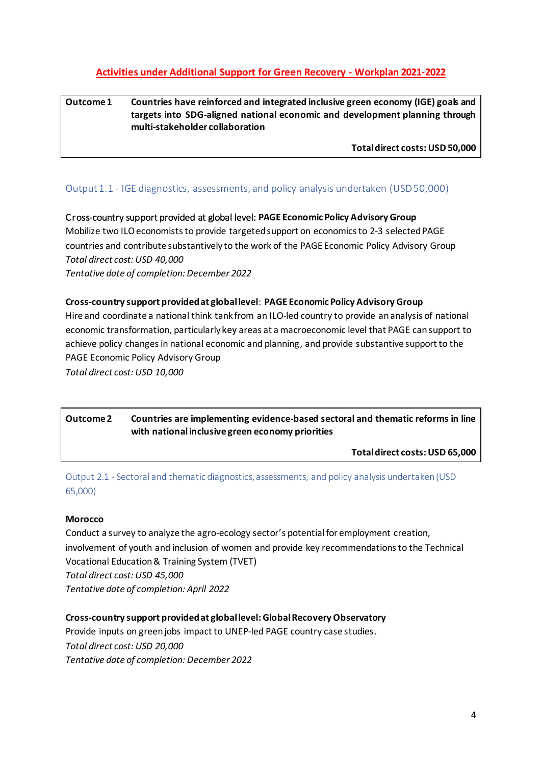## Activities under Additional Support for Green Recovery - Workplan 2021-2022

| Outcome 1 | Countries have reinforced and integrated inclusive green economy (IGE) goals and targets into SDG-aligned national economic and development planning through multi-stakeholder collaboration |
|---|---|
| | **Total direct costs: USD 50,000** |

### Output 1.1 - IGE diagnostics, assessments, and policy analysis undertaken (USD 50,000)

Cross-country support provided at global level: **PAGE Economic Policy Advisory Group**
Mobilize two ILO economists to provide targeted support on economics to 2-3 selected PAGE countries and contribute substantively to the work of the PAGE Economic Policy Advisory Group
*Total direct cost: USD 40,000*
*Tentative date of completion: December 2022*

**Cross-country support provided at global level: PAGE Economic Policy Advisory Group**
Hire and coordinate a national think tank from an ILO-led country to provide an analysis of national economic transformation, particularly key areas at a macroeconomic level that PAGE can support to achieve policy changes in national economic and planning, and provide substantive support to the PAGE Economic Policy Advisory Group
*Total direct cost: USD 10,000*

| Outcome 2 | Countries are implementing evidence-based sectoral and thematic reforms in line with national inclusive green economy priorities |
|---|---|
| | **Total direct costs: USD 65,000** |

### Output 2.1 - Sectoral and thematic diagnostics, assessments, and policy analysis undertaken (USD 65,000)

**Morocco**
Conduct a survey to analyze the agro-ecology sector's potential for employment creation, involvement of youth and inclusion of women and provide key recommendations to the Technical Vocational Education & Training System (TVET)
*Total direct cost: USD 45,000*
*Tentative date of completion: April 2022*

**Cross-country support provided at global level: Global Recovery Observatory**
Provide inputs on green jobs impact to UNEP-led PAGE country case studies.
*Total direct cost: USD 20,000*
*Tentative date of completion: December 2022*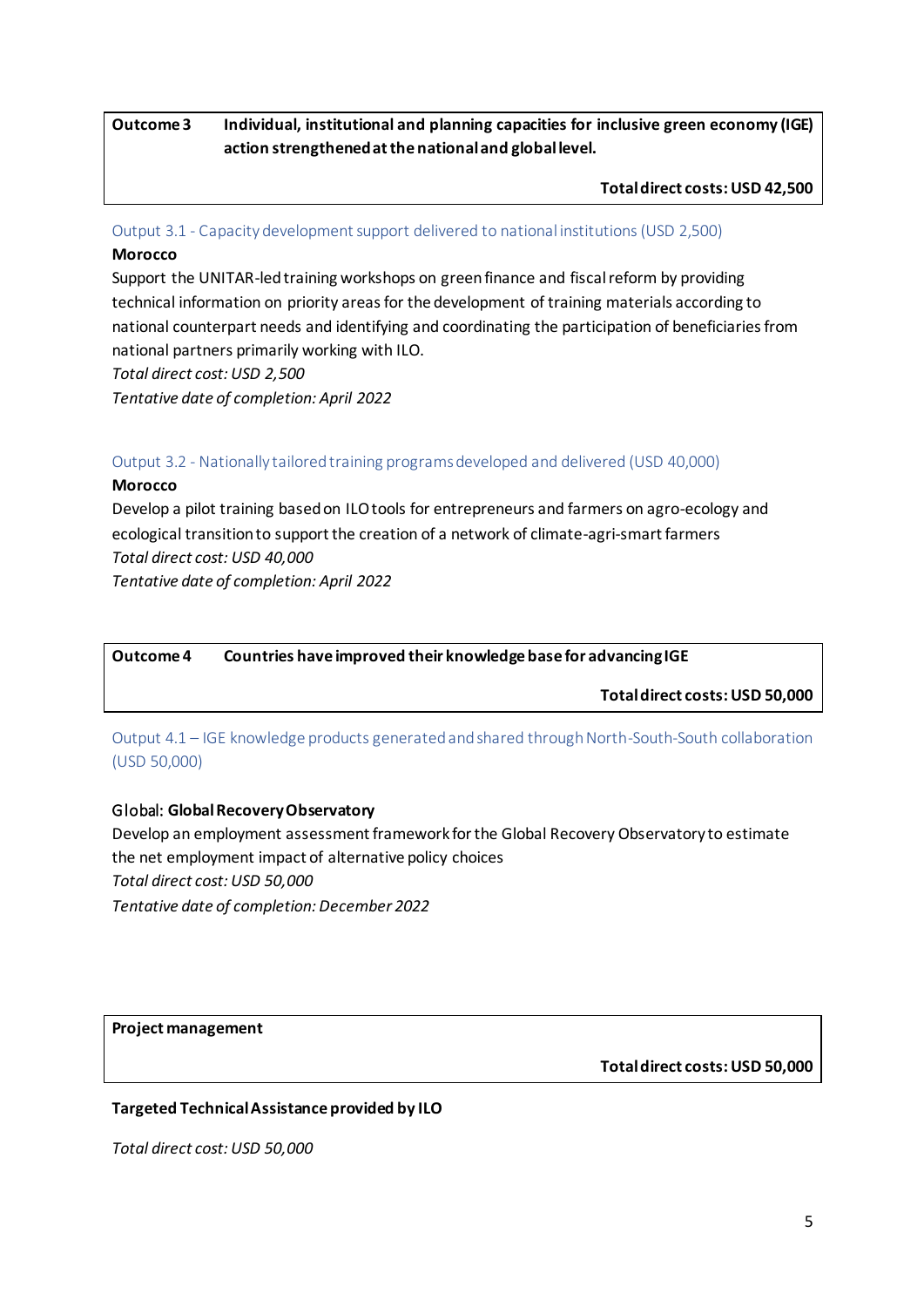| **Outcome 3** | **Individual, institutional and planning capacities for inclusive green economy (IGE) action strengthened at the national and global level.** |
|---|---|
| | **Total direct costs: USD 42,500** |

### Output 3.1 - Capacity development support delivered to national institutions (USD 2,500)

**Morocco**

Support the UNITAR-led training workshops on green finance and fiscal reform by providing technical information on priority areas for the development of training materials according to national counterpart needs and identifying and coordinating the participation of beneficiaries from national partners primarily working with ILO.

*Total direct cost: USD 2,500*

*Tentative date of completion: April 2022*

### Output 3.2 - Nationally tailored training programs developed and delivered (USD 40,000)

**Morocco**

Develop a pilot training based on ILO tools for entrepreneurs and farmers on agro-ecology and ecological transition to support the creation of a network of climate-agri-smart farmers

*Total direct cost: USD 40,000*

*Tentative date of completion: April 2022*

| **Outcome 4** | **Countries have improved their knowledge base for advancing IGE** |
|---|---|
| | **Total direct costs: USD 50,000** |

### Output 4.1 – IGE knowledge products generated and shared through North-South-South collaboration (USD 50,000)

Global: **Global Recovery Observatory**

Develop an employment assessment framework for the Global Recovery Observatory to estimate the net employment impact of alternative policy choices

*Total direct cost: USD 50,000*

*Tentative date of completion: December 2022*

| **Project management** |
|---|
| **Total direct costs: USD 50,000** |

**Targeted Technical Assistance provided by ILO**

*Total direct cost: USD 50,000*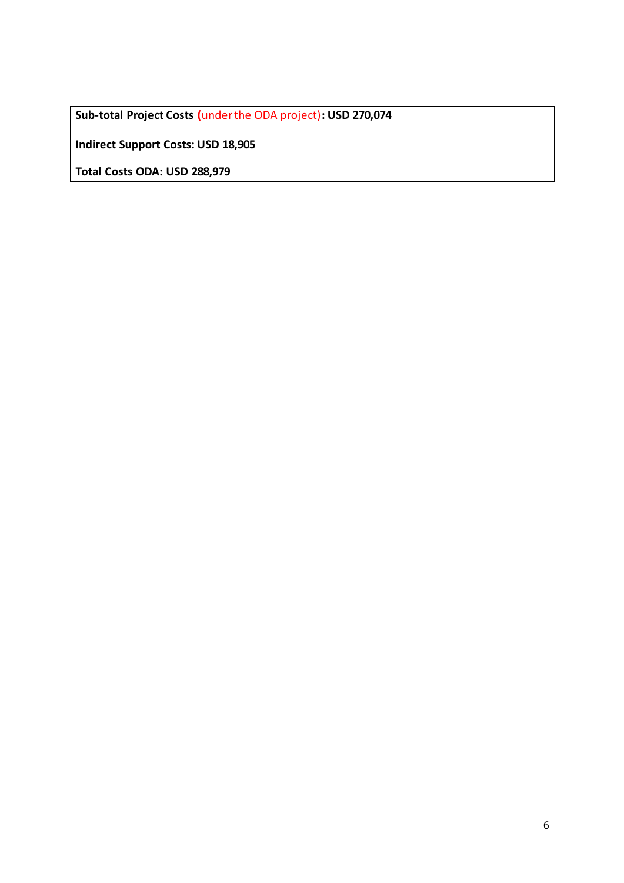**Sub-total Project Costs** (under the ODA project)**: USD 270,074**

**Indirect Support Costs: USD 18,905**

**Total Costs ODA: USD 288,979**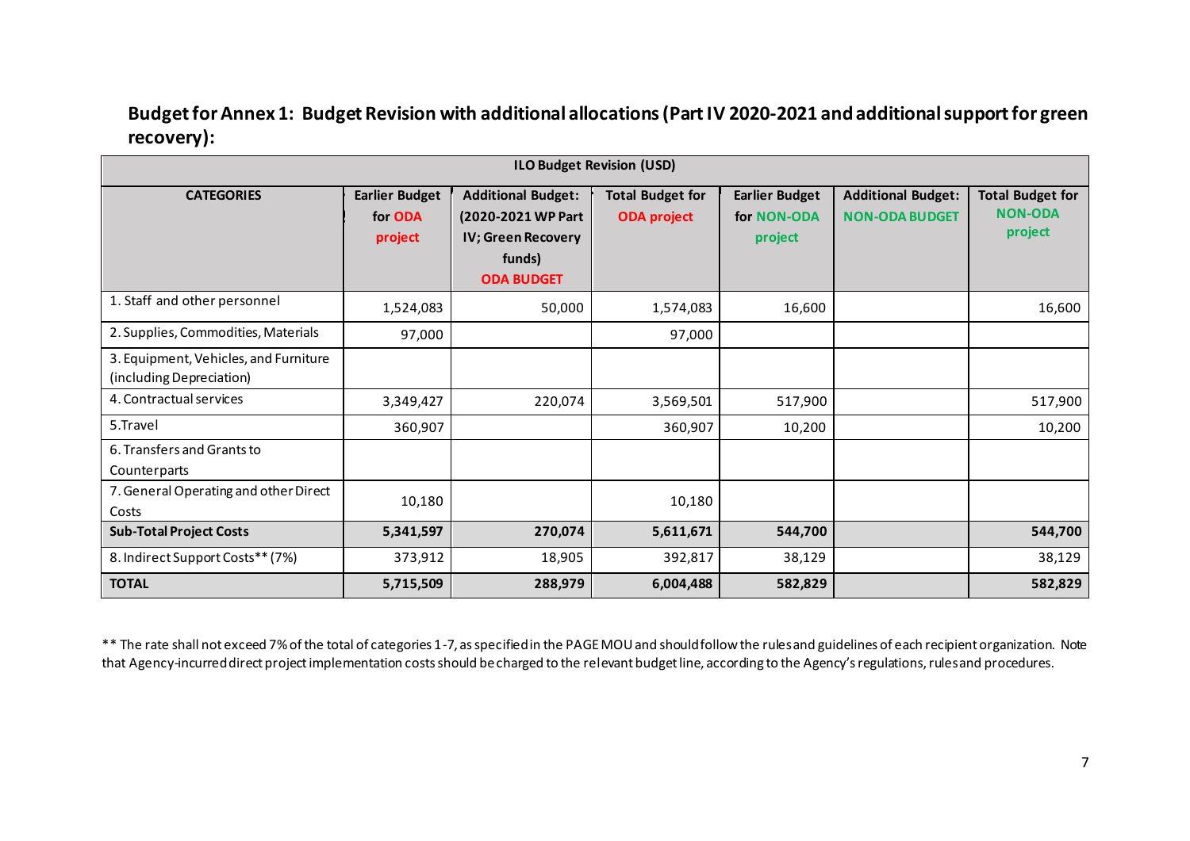## Budget for Annex 1: Budget Revision with additional allocations (Part IV 2020-2021 and additional support for green recovery):

| ILO Budget Revision (USD) | | | | | | |
|---|---|---|---|---|---|---|
| **CATEGORIES** | **Earlier Budget for ODA project** | **Additional Budget: (2020-2021 WP Part IV; Green Recovery funds) ODA BUDGET** | **Total Budget for ODA project** | **Earlier Budget for NON-ODA project** | **Additional Budget: NON-ODA BUDGET** | **Total Budget for NON-ODA project** |
| 1. Staff and other personnel | 1,524,083 | 50,000 | 1,574,083 | 16,600 | | 16,600 |
| 2. Supplies, Commodities, Materials | 97,000 | | 97,000 | | | |
| 3. Equipment, Vehicles, and Furniture (including Depreciation) | | | | | | |
| 4. Contractual services | 3,349,427 | 220,074 | 3,569,501 | 517,900 | | 517,900 |
| 5.Travel | 360,907 | | 360,907 | 10,200 | | 10,200 |
| 6. Transfers and Grants to Counterparts | | | | | | |
| 7. General Operating and other Direct Costs | 10,180 | | 10,180 | | | |
| **Sub-Total Project Costs** | **5,341,597** | **270,074** | **5,611,671** | **544,700** | | **544,700** |
| 8. Indirect Support Costs** (7%) | 373,912 | 18,905 | 392,817 | 38,129 | | 38,129 |
| **TOTAL** | **5,715,509** | **288,979** | **6,004,488** | **582,829** | | **582,829** |

** The rate shall not exceed 7% of the total of categories 1-7, as specified in the PAGE MOU and should follow the rules and guidelines of each recipient organization. Note that Agency-incurred direct project implementation costs should be charged to the relevant budget line, according to the Agency's regulations, rules and procedures.